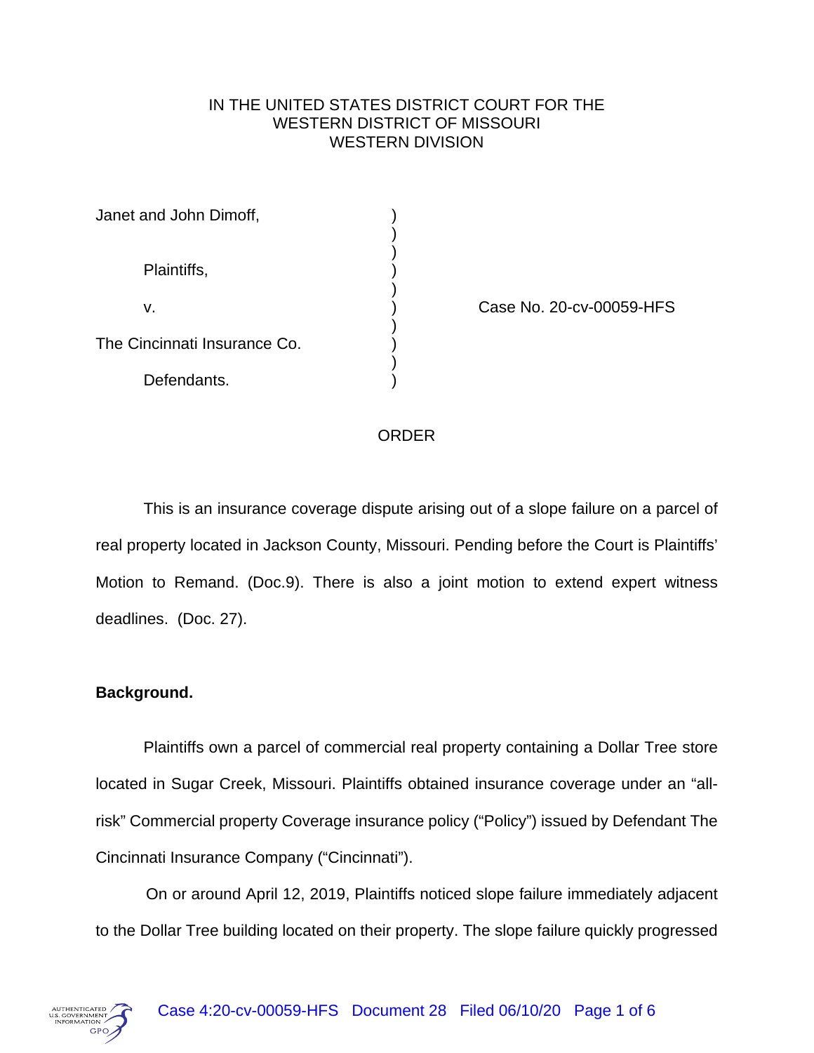IN THE UNITED STATES DISTRICT COURT FOR THE
WESTERN DISTRICT OF MISSOURI
WESTERN DIVISION

Janet and John Dimoff,

Plaintiffs,

v.

The Cincinnati Insurance Co.

Defendants.

Case No. 20-cv-00059-HFS

ORDER

This is an insurance coverage dispute arising out of a slope failure on a parcel of real property located in Jackson County, Missouri. Pending before the Court is Plaintiffs' Motion to Remand. (Doc.9). There is also a joint motion to extend expert witness deadlines. (Doc. 27).

**Background.**

Plaintiffs own a parcel of commercial real property containing a Dollar Tree store located in Sugar Creek, Missouri. Plaintiffs obtained insurance coverage under an "all-risk" Commercial property Coverage insurance policy ("Policy") issued by Defendant The Cincinnati Insurance Company ("Cincinnati").

On or around April 12, 2019, Plaintiffs noticed slope failure immediately adjacent to the Dollar Tree building located on their property. The slope failure quickly progressed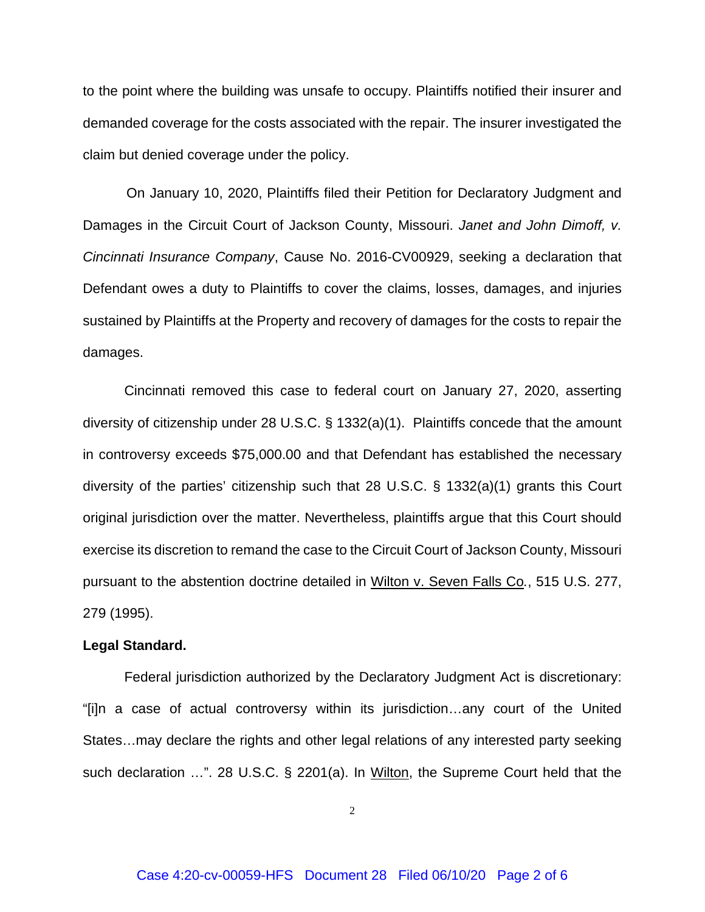to the point where the building was unsafe to occupy. Plaintiffs notified their insurer and demanded coverage for the costs associated with the repair. The insurer investigated the claim but denied coverage under the policy.

On January 10, 2020, Plaintiffs filed their Petition for Declaratory Judgment and Damages in the Circuit Court of Jackson County, Missouri. *Janet and John Dimoff, v. Cincinnati Insurance Company*, Cause No. 2016-CV00929, seeking a declaration that Defendant owes a duty to Plaintiffs to cover the claims, losses, damages, and injuries sustained by Plaintiffs at the Property and recovery of damages for the costs to repair the damages.

Cincinnati removed this case to federal court on January 27, 2020, asserting diversity of citizenship under 28 U.S.C. § 1332(a)(1). Plaintiffs concede that the amount in controversy exceeds $75,000.00 and that Defendant has established the necessary diversity of the parties' citizenship such that 28 U.S.C. § 1332(a)(1) grants this Court original jurisdiction over the matter. Nevertheless, plaintiffs argue that this Court should exercise its discretion to remand the case to the Circuit Court of Jackson County, Missouri pursuant to the abstention doctrine detailed in Wilton v. Seven Falls Co., 515 U.S. 277, 279 (1995).

**Legal Standard.**

Federal jurisdiction authorized by the Declaratory Judgment Act is discretionary: "[i]n a case of actual controversy within its jurisdiction…any court of the United States…may declare the rights and other legal relations of any interested party seeking such declaration …". 28 U.S.C. § 2201(a). In Wilton, the Supreme Court held that the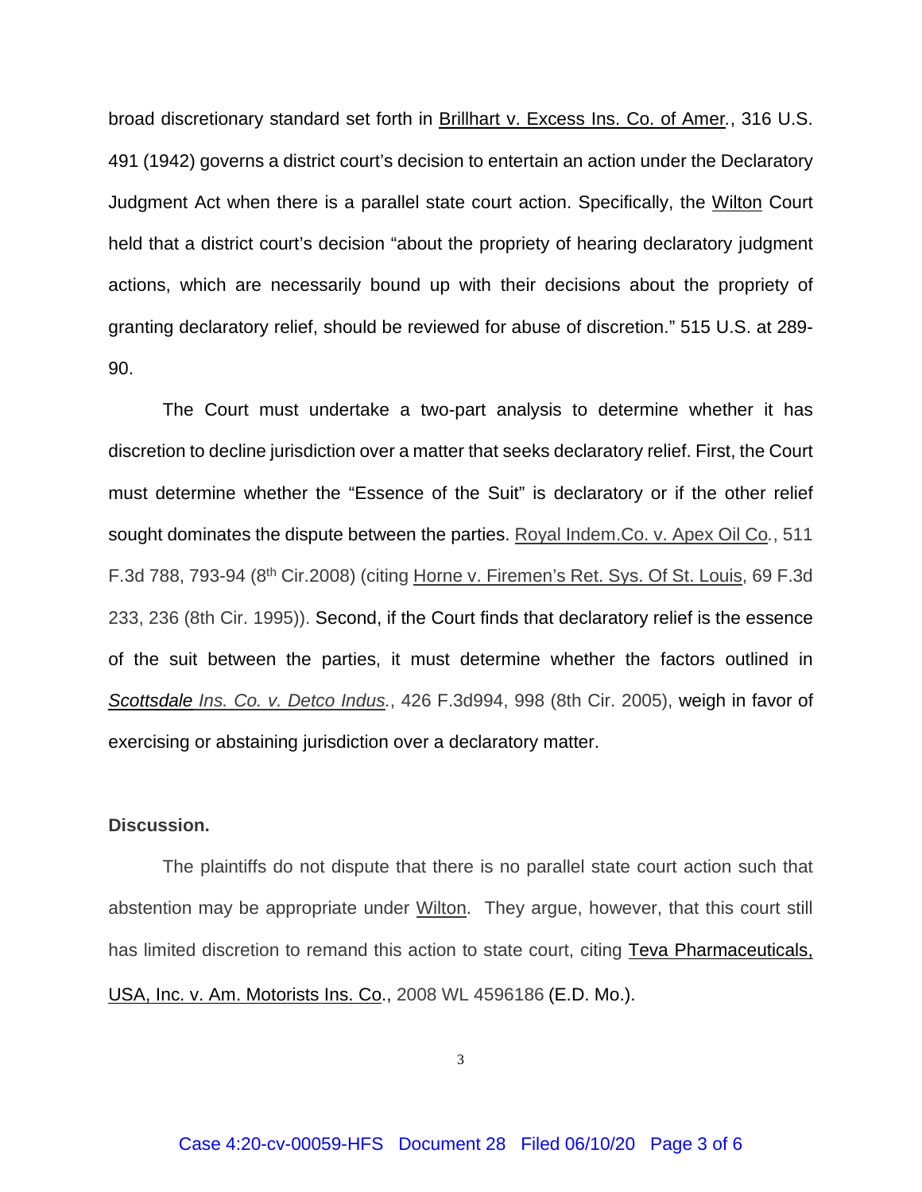broad discretionary standard set forth in Brillhart v. Excess Ins. Co. of Amer., 316 U.S. 491 (1942) governs a district court's decision to entertain an action under the Declaratory Judgment Act when there is a parallel state court action. Specifically, the Wilton Court held that a district court's decision "about the propriety of hearing declaratory judgment actions, which are necessarily bound up with their decisions about the propriety of granting declaratory relief, should be reviewed for abuse of discretion." 515 U.S. at 289-90.

The Court must undertake a two-part analysis to determine whether it has discretion to decline jurisdiction over a matter that seeks declaratory relief. First, the Court must determine whether the "Essence of the Suit" is declaratory or if the other relief sought dominates the dispute between the parties. Royal Indem.Co. v. Apex Oil Co., 511 F.3d 788, 793-94 (8th Cir.2008) (citing Horne v. Firemen's Ret. Sys. Of St. Louis, 69 F.3d 233, 236 (8th Cir. 1995)). Second, if the Court finds that declaratory relief is the essence of the suit between the parties, it must determine whether the factors outlined in *Scottsdale Ins. Co. v. Detco Indus.*, 426 F.3d994, 998 (8th Cir. 2005), weigh in favor of exercising or abstaining jurisdiction over a declaratory matter.

**Discussion.**

The plaintiffs do not dispute that there is no parallel state court action such that abstention may be appropriate under Wilton. They argue, however, that this court still has limited discretion to remand this action to state court, citing Teva Pharmaceuticals, USA, Inc. v. Am. Motorists Ins. Co., 2008 WL 4596186 (E.D. Mo.).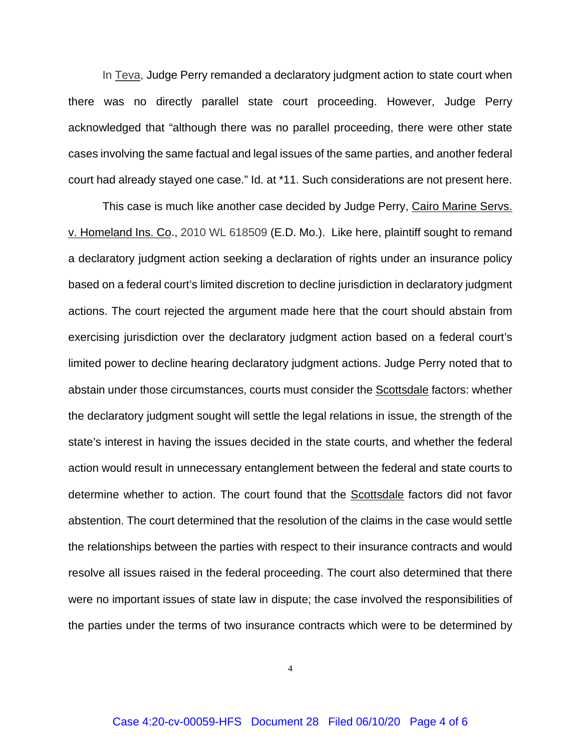In Teva, Judge Perry remanded a declaratory judgment action to state court when there was no directly parallel state court proceeding. However, Judge Perry acknowledged that "although there was no parallel proceeding, there were other state cases involving the same factual and legal issues of the same parties, and another federal court had already stayed one case." Id. at *11. Such considerations are not present here.

This case is much like another case decided by Judge Perry, Cairo Marine Servs. v. Homeland Ins. Co., 2010 WL 618509 (E.D. Mo.). Like here, plaintiff sought to remand a declaratory judgment action seeking a declaration of rights under an insurance policy based on a federal court's limited discretion to decline jurisdiction in declaratory judgment actions. The court rejected the argument made here that the court should abstain from exercising jurisdiction over the declaratory judgment action based on a federal court's limited power to decline hearing declaratory judgment actions. Judge Perry noted that to abstain under those circumstances, courts must consider the Scottsdale factors: whether the declaratory judgment sought will settle the legal relations in issue, the strength of the state's interest in having the issues decided in the state courts, and whether the federal action would result in unnecessary entanglement between the federal and state courts to determine whether to action. The court found that the Scottsdale factors did not favor abstention. The court determined that the resolution of the claims in the case would settle the relationships between the parties with respect to their insurance contracts and would resolve all issues raised in the federal proceeding. The court also determined that there were no important issues of state law in dispute; the case involved the responsibilities of the parties under the terms of two insurance contracts which were to be determined by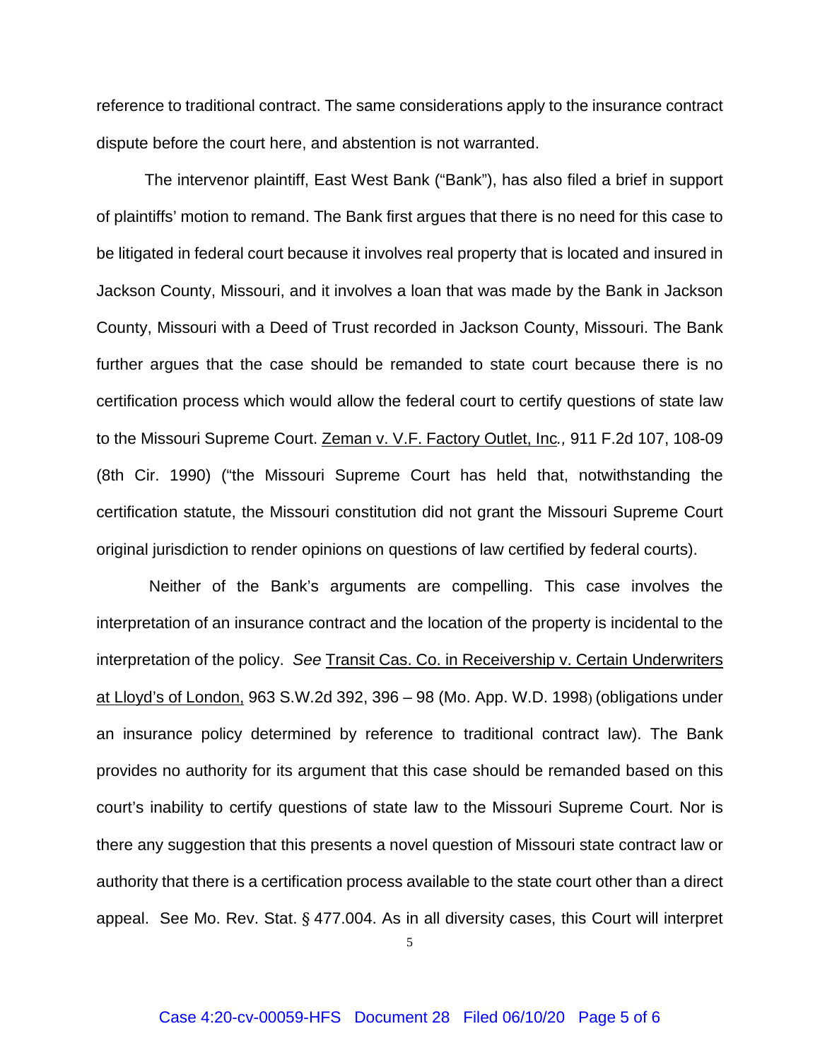reference to traditional contract. The same considerations apply to the insurance contract dispute before the court here, and abstention is not warranted.

The intervenor plaintiff, East West Bank ("Bank"), has also filed a brief in support of plaintiffs' motion to remand. The Bank first argues that there is no need for this case to be litigated in federal court because it involves real property that is located and insured in Jackson County, Missouri, and it involves a loan that was made by the Bank in Jackson County, Missouri with a Deed of Trust recorded in Jackson County, Missouri. The Bank further argues that the case should be remanded to state court because there is no certification process which would allow the federal court to certify questions of state law to the Missouri Supreme Court. Zeman v. V.F. Factory Outlet, Inc*.*, 911 F.2d 107, 108-09 (8th Cir. 1990) ("the Missouri Supreme Court has held that, notwithstanding the certification statute, the Missouri constitution did not grant the Missouri Supreme Court original jurisdiction to render opinions on questions of law certified by federal courts).

Neither of the Bank's arguments are compelling. This case involves the interpretation of an insurance contract and the location of the property is incidental to the interpretation of the policy. *See* Transit Cas. Co. in Receivership v. Certain Underwriters at Lloyd's of London, 963 S.W.2d 392, 396 – 98 (Mo. App. W.D. 1998) (obligations under an insurance policy determined by reference to traditional contract law). The Bank provides no authority for its argument that this case should be remanded based on this court's inability to certify questions of state law to the Missouri Supreme Court. Nor is there any suggestion that this presents a novel question of Missouri state contract law or authority that there is a certification process available to the state court other than a direct appeal. See Mo. Rev. Stat. § 477.004. As in all diversity cases, this Court will interpret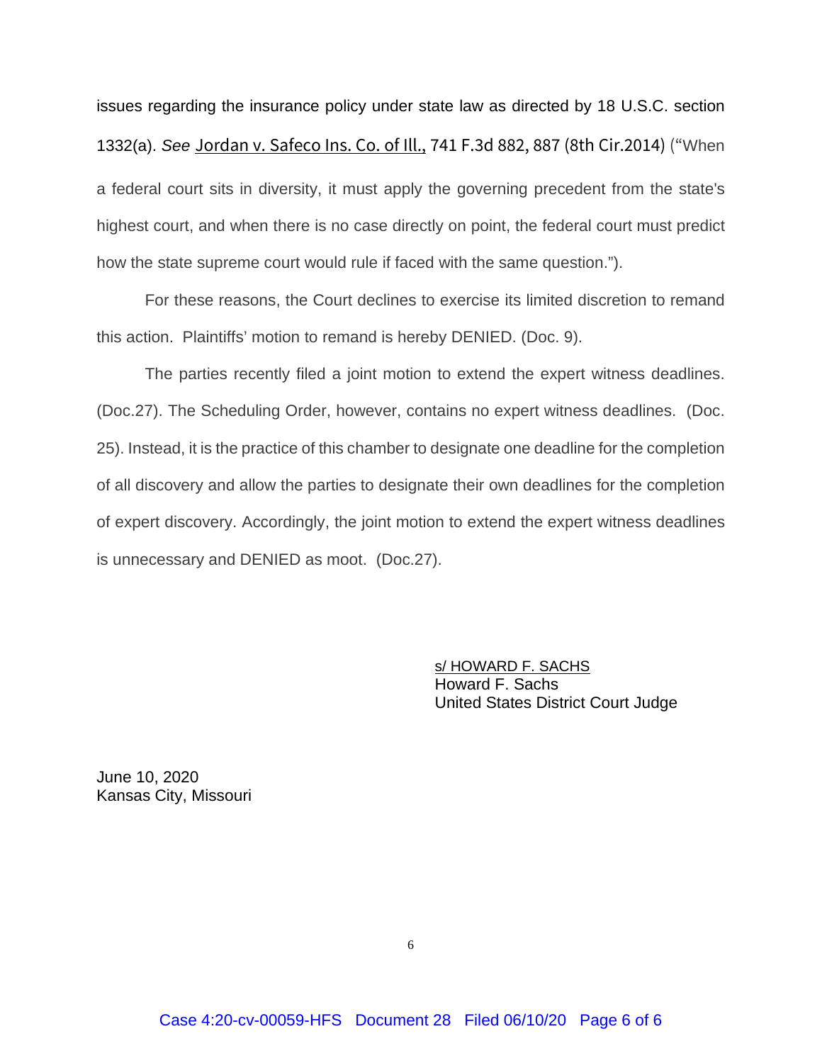issues regarding the insurance policy under state law as directed by 18 U.S.C. section 1332(a). *See* Jordan v. Safeco Ins. Co. of Ill., 741 F.3d 882, 887 (8th Cir.2014) ("When a federal court sits in diversity, it must apply the governing precedent from the state's highest court, and when there is no case directly on point, the federal court must predict how the state supreme court would rule if faced with the same question.").

For these reasons, the Court declines to exercise its limited discretion to remand this action. Plaintiffs' motion to remand is hereby DENIED. (Doc. 9).

The parties recently filed a joint motion to extend the expert witness deadlines. (Doc.27). The Scheduling Order, however, contains no expert witness deadlines. (Doc. 25). Instead, it is the practice of this chamber to designate one deadline for the completion of all discovery and allow the parties to designate their own deadlines for the completion of expert discovery. Accordingly, the joint motion to extend the expert witness deadlines is unnecessary and DENIED as moot. (Doc.27).

s/ HOWARD F. SACHS
Howard F. Sachs
United States District Court Judge

June 10, 2020
Kansas City, Missouri